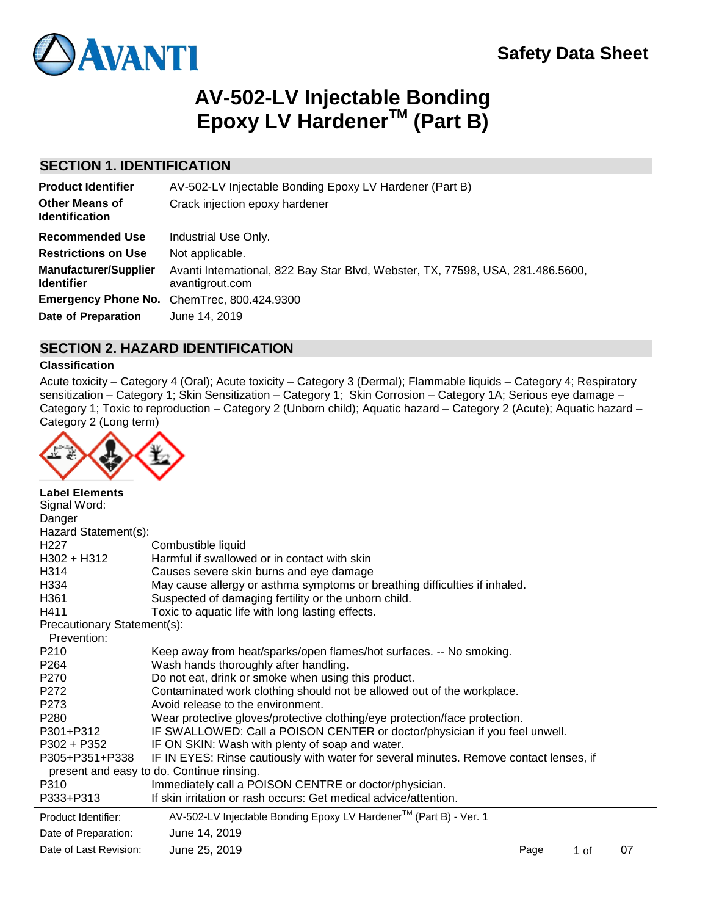# Safety Data Sheet

# AV-502-LV Injectable Bonding Epoxy LV Hardener™ (Part B)

## SECTION 1. IDENTIFICATION

| | |
|---|---|
| **Product Identifier** | AV-502-LV Injectable Bonding Epoxy LV Hardener (Part B) |
| **Other Means of Identification** | Crack injection epoxy hardener |
| **Recommended Use** | Industrial Use Only. |
| **Restrictions on Use** | Not applicable. |
| **Manufacturer/Supplier Identifier** | Avanti International, 822 Bay Star Blvd, Webster, TX, 77598, USA, 281.486.5600, avantigrout.com |
| **Emergency Phone No.** | ChemTrec, 800.424.9300 |
| **Date of Preparation** | June 14, 2019 |

## SECTION 2. HAZARD IDENTIFICATION

### Classification

Acute toxicity – Category 4 (Oral); Acute toxicity – Category 3 (Dermal); Flammable liquids – Category 4; Respiratory sensitization – Category 1; Skin Sensitization – Category 1; Skin Corrosion – Category 1A; Serious eye damage – Category 1; Toxic to reproduction – Category 2 (Unborn child); Aquatic hazard – Category 2 (Acute); Aquatic hazard – Category 2 (Long term)

**Label Elements**

Signal Word:

Danger

Hazard Statement(s):

| | |
|---|---|
| H227 | Combustible liquid |
| H302 + H312 | Harmful if swallowed or in contact with skin |
| H314 | Causes severe skin burns and eye damage |
| H334 | May cause allergy or asthma symptoms or breathing difficulties if inhaled. |
| H361 | Suspected of damaging fertility or the unborn child. |
| H411 | Toxic to aquatic life with long lasting effects. |

Precautionary Statement(s):

Prevention:

| | |
|---|---|
| P210 | Keep away from heat/sparks/open flames/hot surfaces. -- No smoking. |
| P264 | Wash hands thoroughly after handling. |
| P270 | Do not eat, drink or smoke when using this product. |
| P272 | Contaminated work clothing should not be allowed out of the workplace. |
| P273 | Avoid release to the environment. |
| P280 | Wear protective gloves/protective clothing/eye protection/face protection. |
| P301+P312 | IF SWALLOWED: Call a POISON CENTER or doctor/physician if you feel unwell. |
| P302 + P352 | IF ON SKIN: Wash with plenty of soap and water. |
| P305+P351+P338 | IF IN EYES: Rinse cautiously with water for several minutes. Remove contact lenses, if present and easy to do. Continue rinsing. |
| P310 | Immediately call a POISON CENTRE or doctor/physician. |
| P333+P313 | If skin irritation or rash occurs: Get medical advice/attention. |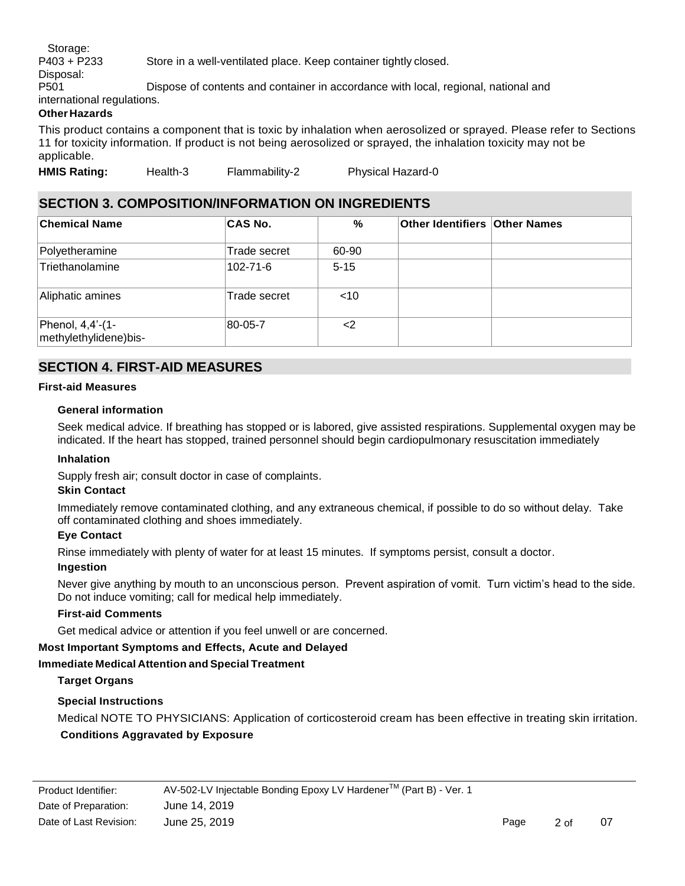Storage:

P403 + P233 Store in a well-ventilated place. Keep container tightly closed.

Disposal:

P501 Dispose of contents and container in accordance with local, regional, national and international regulations.

**Other Hazards**

This product contains a component that is toxic by inhalation when aerosolized or sprayed. Please refer to Sections 11 for toxicity information. If product is not being aerosolized or sprayed, the inhalation toxicity may not be applicable.

**HMIS Rating:** Health-3 Flammability-2 Physical Hazard-0

## SECTION 3. COMPOSITION/INFORMATION ON INGREDIENTS

| Chemical Name | CAS No. | % | Other Identifiers | Other Names |
|---|---|---|---|---|
| Polyetheramine | Trade secret | 60-90 | | |
| Triethanolamine | 102-71-6 | 5-15 | | |
| Aliphatic amines | Trade secret | <10 | | |
| Phenol, 4,4'-(1-methylethylidene)bis- | 80-05-7 | <2 | | |

## SECTION 4. FIRST-AID MEASURES

**First-aid Measures**

**General information**

Seek medical advice. If breathing has stopped or is labored, give assisted respirations. Supplemental oxygen may be indicated. If the heart has stopped, trained personnel should begin cardiopulmonary resuscitation immediately

**Inhalation**

Supply fresh air; consult doctor in case of complaints.

**Skin Contact**

Immediately remove contaminated clothing, and any extraneous chemical, if possible to do so without delay. Take off contaminated clothing and shoes immediately.

**Eye Contact**

Rinse immediately with plenty of water for at least 15 minutes. If symptoms persist, consult a doctor.

**Ingestion**

Never give anything by mouth to an unconscious person. Prevent aspiration of vomit. Turn victim's head to the side. Do not induce vomiting; call for medical help immediately.

**First-aid Comments**

Get medical advice or attention if you feel unwell or are concerned.

**Most Important Symptoms and Effects, Acute and Delayed**

**Immediate Medical Attention and Special Treatment**

**Target Organs**

**Special Instructions**

Medical NOTE TO PHYSICIANS: Application of corticosteroid cream has been effective in treating skin irritation.

**Conditions Aggravated by Exposure**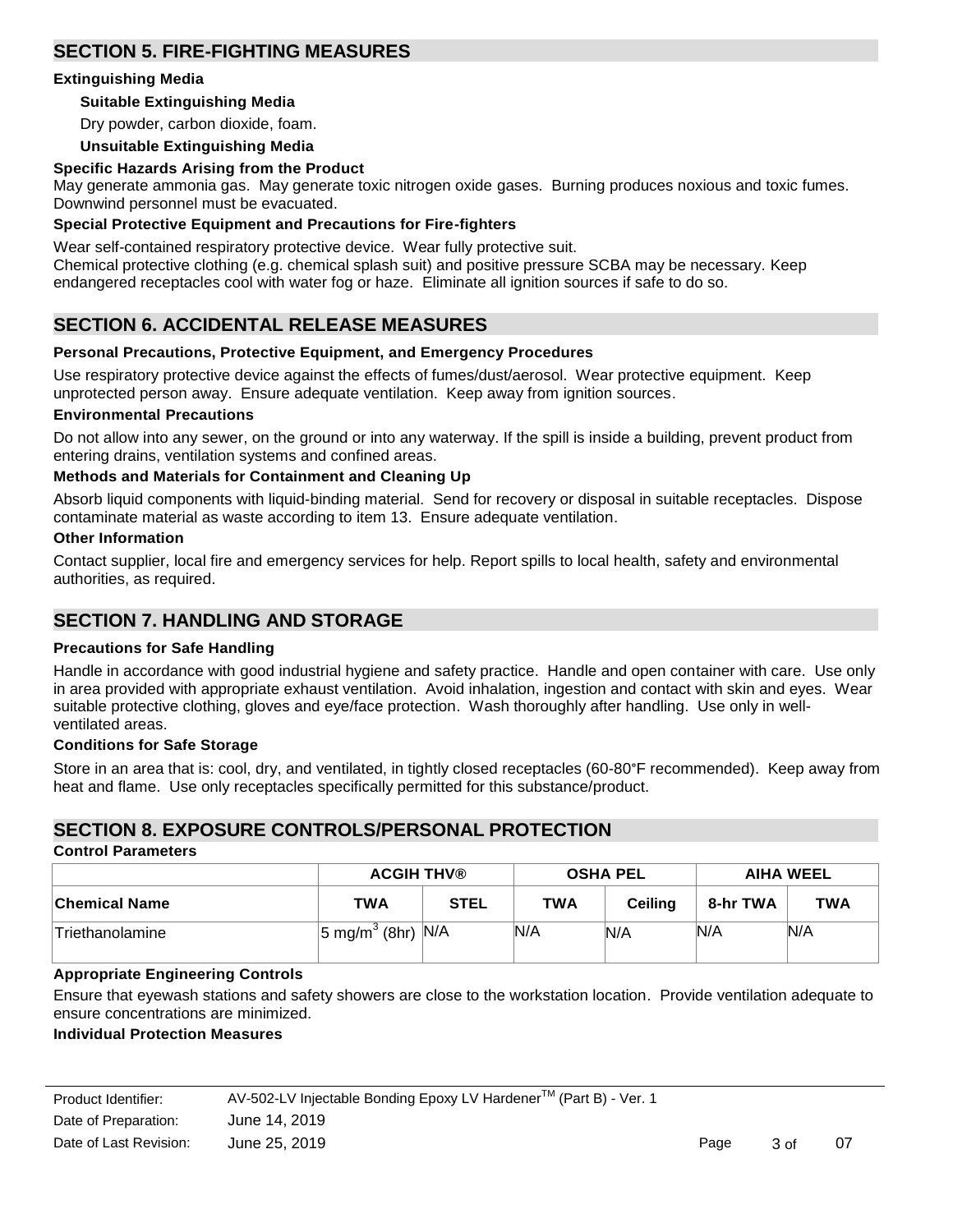## SECTION 5. FIRE-FIGHTING MEASURES

**Extinguishing Media**

**Suitable Extinguishing Media**

Dry powder, carbon dioxide, foam.

**Unsuitable Extinguishing Media**

**Specific Hazards Arising from the Product**

May generate ammonia gas. May generate toxic nitrogen oxide gases. Burning produces noxious and toxic fumes. Downwind personnel must be evacuated.

**Special Protective Equipment and Precautions for Fire-fighters**

Wear self-contained respiratory protective device. Wear fully protective suit.
Chemical protective clothing (e.g. chemical splash suit) and positive pressure SCBA may be necessary. Keep endangered receptacles cool with water fog or haze. Eliminate all ignition sources if safe to do so.

## SECTION 6. ACCIDENTAL RELEASE MEASURES

**Personal Precautions, Protective Equipment, and Emergency Procedures**

Use respiratory protective device against the effects of fumes/dust/aerosol. Wear protective equipment. Keep unprotected person away. Ensure adequate ventilation. Keep away from ignition sources.

**Environmental Precautions**

Do not allow into any sewer, on the ground or into any waterway. If the spill is inside a building, prevent product from entering drains, ventilation systems and confined areas.

**Methods and Materials for Containment and Cleaning Up**

Absorb liquid components with liquid-binding material. Send for recovery or disposal in suitable receptacles. Dispose contaminate material as waste according to item 13. Ensure adequate ventilation.

**Other Information**

Contact supplier, local fire and emergency services for help. Report spills to local health, safety and environmental authorities, as required.

## SECTION 7. HANDLING AND STORAGE

**Precautions for Safe Handling**

Handle in accordance with good industrial hygiene and safety practice. Handle and open container with care. Use only in area provided with appropriate exhaust ventilation. Avoid inhalation, ingestion and contact with skin and eyes. Wear suitable protective clothing, gloves and eye/face protection. Wash thoroughly after handling. Use only in well-ventilated areas.

**Conditions for Safe Storage**

Store in an area that is: cool, dry, and ventilated, in tightly closed receptacles (60-80°F recommended). Keep away from heat and flame. Use only receptacles specifically permitted for this substance/product.

## SECTION 8. EXPOSURE CONTROLS/PERSONAL PROTECTION

**Control Parameters**

| | ACGIH THV® | | OSHA PEL | | AIHA WEEL | |
|---|---|---|---|---|---|---|
| **Chemical Name** | **TWA** | **STEL** | **TWA** | **Ceiling** | **8-hr TWA** | **TWA** |
| Triethanolamine | 5 mg/m$^3$ (8hr) | N/A | N/A | N/A | N/A | N/A |

**Appropriate Engineering Controls**

Ensure that eyewash stations and safety showers are close to the workstation location. Provide ventilation adequate to ensure concentrations are minimized.

**Individual Protection Measures**

| | |
|---|---|
| Product Identifier: | AV-502-LV Injectable Bonding Epoxy LV Hardener™ (Part B) - Ver. 1 |
| Date of Preparation: | June 14, 2019 |
| Date of Last Revision: | June 25, 2019 |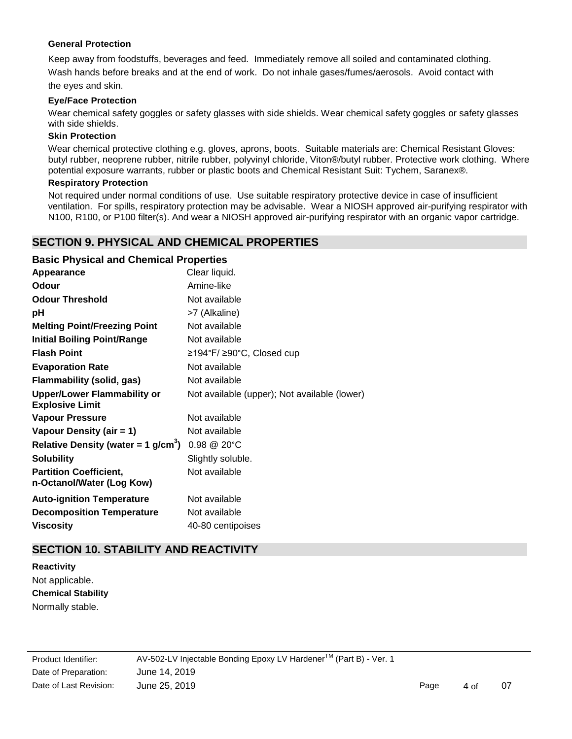**General Protection**

Keep away from foodstuffs, beverages and feed. Immediately remove all soiled and contaminated clothing. Wash hands before breaks and at the end of work. Do not inhale gases/fumes/aerosols. Avoid contact with the eyes and skin.

**Eye/Face Protection**

Wear chemical safety goggles or safety glasses with side shields. Wear chemical safety goggles or safety glasses with side shields.

**Skin Protection**

Wear chemical protective clothing e.g. gloves, aprons, boots. Suitable materials are: Chemical Resistant Gloves: butyl rubber, neoprene rubber, nitrile rubber, polyvinyl chloride, Viton®/butyl rubber. Protective work clothing. Where potential exposure warrants, rubber or plastic boots and Chemical Resistant Suit: Tychem, Saranex®.

**Respiratory Protection**

Not required under normal conditions of use. Use suitable respiratory protective device in case of insufficient ventilation. For spills, respiratory protection may be advisable. Wear a NIOSH approved air-purifying respirator with N100, R100, or P100 filter(s). And wear a NIOSH approved air-purifying respirator with an organic vapor cartridge.

## SECTION 9. PHYSICAL AND CHEMICAL PROPERTIES

### Basic Physical and Chemical Properties

| | |
|---|---|
| **Appearance** | Clear liquid. |
| **Odour** | Amine-like |
| **Odour Threshold** | Not available |
| **pH** | >7 (Alkaline) |
| **Melting Point/Freezing Point** | Not available |
| **Initial Boiling Point/Range** | Not available |
| **Flash Point** | ≥194°F/ ≥90°C, Closed cup |
| **Evaporation Rate** | Not available |
| **Flammability (solid, gas)** | Not available |
| **Upper/Lower Flammability or Explosive Limit** | Not available (upper); Not available (lower) |
| **Vapour Pressure** | Not available |
| **Vapour Density (air = 1)** | Not available |
| **Relative Density (water = 1 g/cm$^3$)** | 0.98 @ 20°C |
| **Solubility** | Slightly soluble. |
| **Partition Coefficient, n-Octanol/Water (Log Kow)** | Not available |
| **Auto-ignition Temperature** | Not available |
| **Decomposition Temperature** | Not available |
| **Viscosity** | 40-80 centipoises |

## SECTION 10. STABILITY AND REACTIVITY

**Reactivity**

Not applicable.

**Chemical Stability**

Normally stable.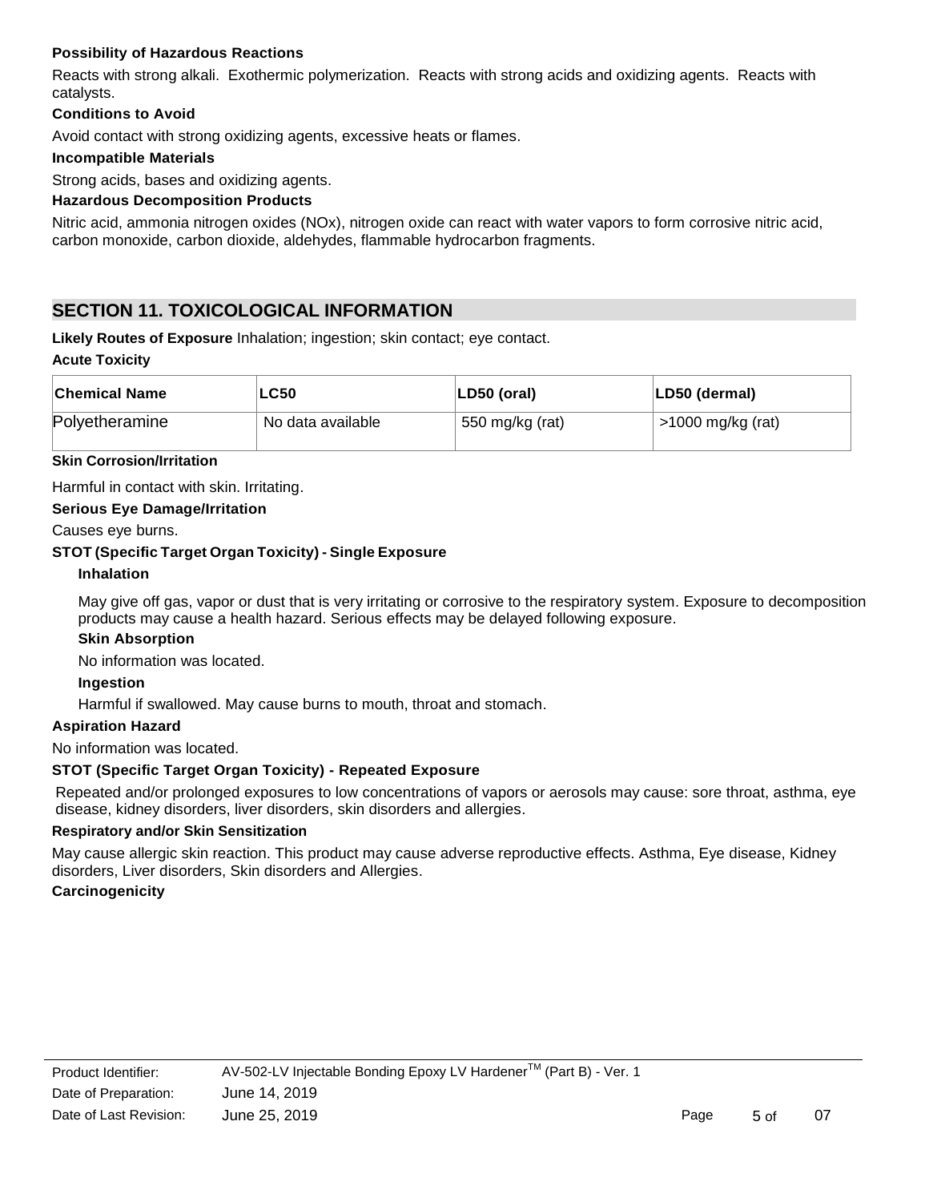**Possibility of Hazardous Reactions**

Reacts with strong alkali. Exothermic polymerization. Reacts with strong acids and oxidizing agents. Reacts with catalysts.

**Conditions to Avoid**

Avoid contact with strong oxidizing agents, excessive heats or flames.

**Incompatible Materials**

Strong acids, bases and oxidizing agents.

**Hazardous Decomposition Products**

Nitric acid, ammonia nitrogen oxides (NOx), nitrogen oxide can react with water vapors to form corrosive nitric acid, carbon monoxide, carbon dioxide, aldehydes, flammable hydrocarbon fragments.

## SECTION 11. TOXICOLOGICAL INFORMATION

**Likely Routes of Exposure** Inhalation; ingestion; skin contact; eye contact.

**Acute Toxicity**

| Chemical Name | LC50 | LD50 (oral) | LD50 (dermal) |
|---|---|---|---|
| Polyetheramine | No data available | 550 mg/kg (rat) | >1000 mg/kg (rat) |

**Skin Corrosion/Irritation**

Harmful in contact with skin. Irritating.

**Serious Eye Damage/Irritation**

Causes eye burns.

**STOT (Specific Target Organ Toxicity) - Single Exposure**

**Inhalation**

May give off gas, vapor or dust that is very irritating or corrosive to the respiratory system. Exposure to decomposition products may cause a health hazard. Serious effects may be delayed following exposure.

**Skin Absorption**

No information was located.

**Ingestion**

Harmful if swallowed. May cause burns to mouth, throat and stomach.

**Aspiration Hazard**

No information was located.

**STOT (Specific Target Organ Toxicity) - Repeated Exposure**

Repeated and/or prolonged exposures to low concentrations of vapors or aerosols may cause: sore throat, asthma, eye disease, kidney disorders, liver disorders, skin disorders and allergies.

**Respiratory and/or Skin Sensitization**

May cause allergic skin reaction. This product may cause adverse reproductive effects. Asthma, Eye disease, Kidney disorders, Liver disorders, Skin disorders and Allergies.

**Carcinogenicity**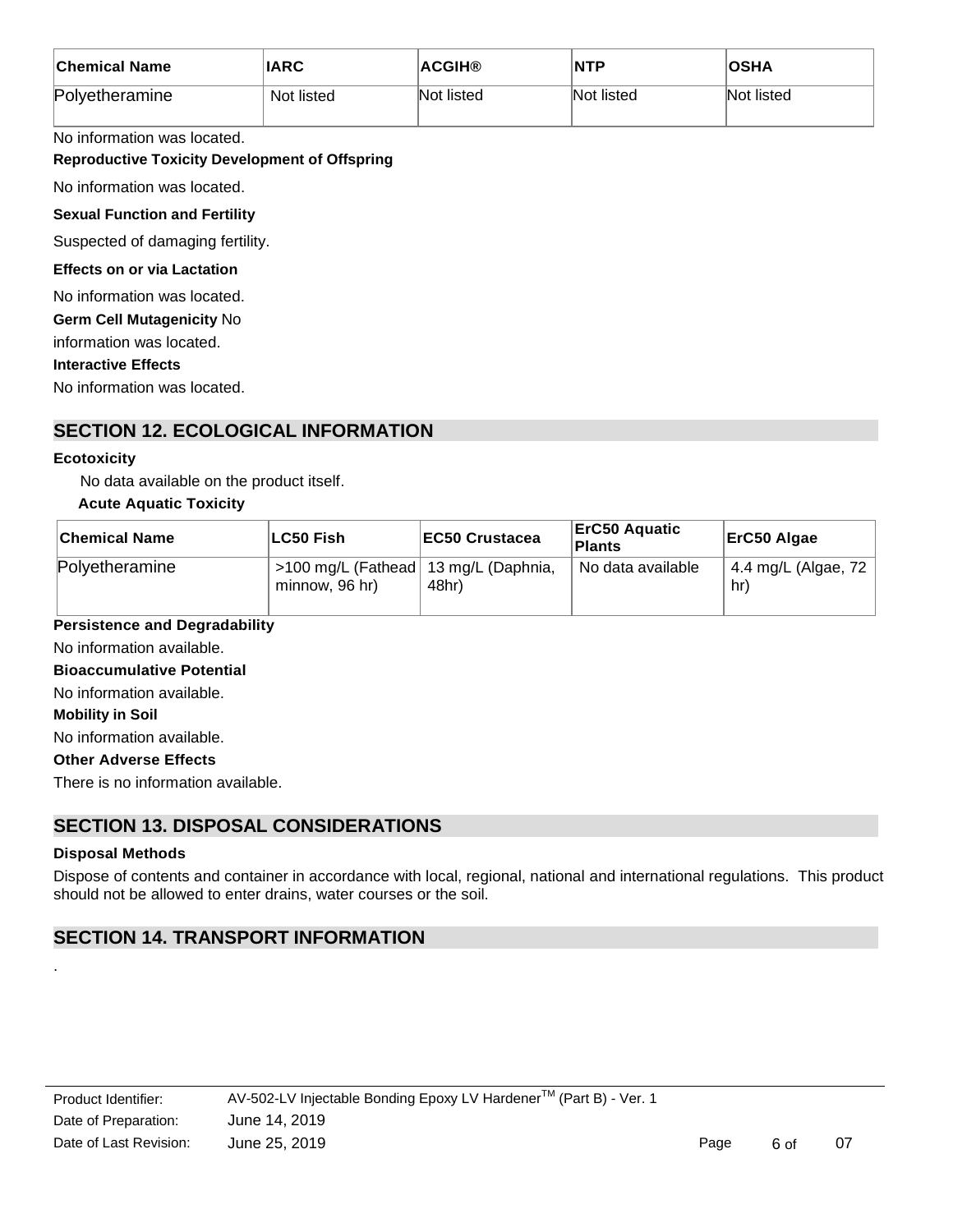| Chemical Name | IARC | ACGIH® | NTP | OSHA |
|---|---|---|---|---|
| Polyetheramine | Not listed | Not listed | Not listed | Not listed |

No information was located.

**Reproductive Toxicity Development of Offspring**

No information was located.

**Sexual Function and Fertility**

Suspected of damaging fertility.

**Effects on or via Lactation**

No information was located.

**Germ Cell Mutagenicity** No information was located.

**Interactive Effects**

No information was located.

## SECTION 12. ECOLOGICAL INFORMATION

**Ecotoxicity**

No data available on the product itself.

**Acute Aquatic Toxicity**

| Chemical Name | LC50 Fish | EC50 Crustacea | ErC50 Aquatic Plants | ErC50 Algae |
|---|---|---|---|---|
| Polyetheramine | >100 mg/L (Fathead minnow, 96 hr) | 13 mg/L (Daphnia, 48hr) | No data available | 4.4 mg/L (Algae, 72 hr) |

**Persistence and Degradability**

No information available.

**Bioaccumulative Potential**

No information available.

**Mobility in Soil**

No information available.

**Other Adverse Effects**

There is no information available.

## SECTION 13. DISPOSAL CONSIDERATIONS

**Disposal Methods**

Dispose of contents and container in accordance with local, regional, national and international regulations. This product should not be allowed to enter drains, water courses or the soil.

## SECTION 14. TRANSPORT INFORMATION

.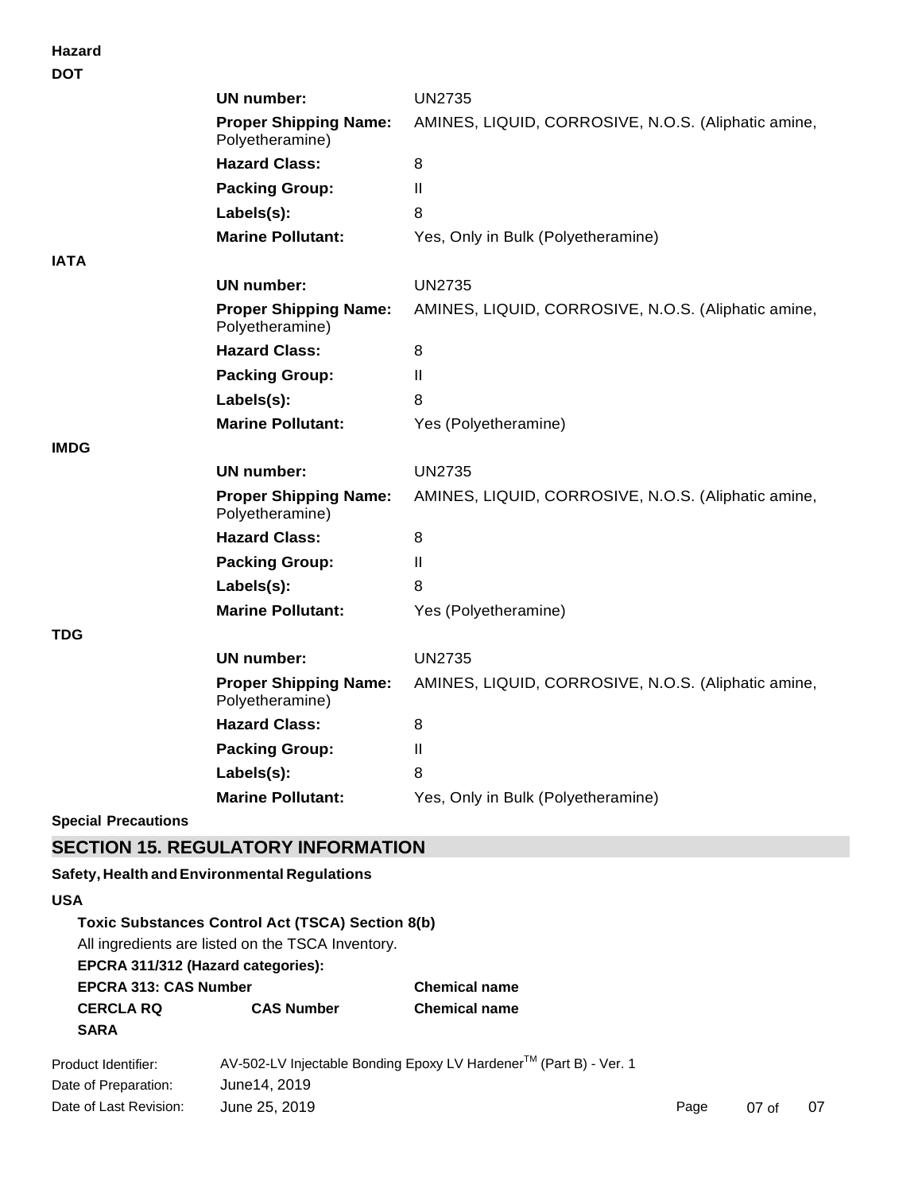**Hazard**

**DOT**

| | |
|---|---|
| **UN number:** | UN2735 |
| **Proper Shipping Name:** | AMINES, LIQUID, CORROSIVE, N.O.S. (Aliphatic amine, Polyetheramine) |
| **Hazard Class:** | 8 |
| **Packing Group:** | II |
| **Labels(s):** | 8 |
| **Marine Pollutant:** | Yes, Only in Bulk (Polyetheramine) |

**IATA**

| | |
|---|---|
| **UN number:** | UN2735 |
| **Proper Shipping Name:** | AMINES, LIQUID, CORROSIVE, N.O.S. (Aliphatic amine, Polyetheramine) |
| **Hazard Class:** | 8 |
| **Packing Group:** | II |
| **Labels(s):** | 8 |
| **Marine Pollutant:** | Yes (Polyetheramine) |

**IMDG**

| | |
|---|---|
| **UN number:** | UN2735 |
| **Proper Shipping Name:** | AMINES, LIQUID, CORROSIVE, N.O.S. (Aliphatic amine, Polyetheramine) |
| **Hazard Class:** | 8 |
| **Packing Group:** | II |
| **Labels(s):** | 8 |
| **Marine Pollutant:** | Yes (Polyetheramine) |

**TDG**

| | |
|---|---|
| **UN number:** | UN2735 |
| **Proper Shipping Name:** | AMINES, LIQUID, CORROSIVE, N.O.S. (Aliphatic amine, Polyetheramine) |
| **Hazard Class:** | 8 |
| **Packing Group:** | II |
| **Labels(s):** | 8 |
| **Marine Pollutant:** | Yes, Only in Bulk (Polyetheramine) |

**Special Precautions**

## SECTION 15. REGULATORY INFORMATION

**Safety, Health and Environmental Regulations**

**USA**

**Toxic Substances Control Act (TSCA) Section 8(b)**

All ingredients are listed on the TSCA Inventory.

**EPCRA 311/312 (Hazard categories):**

| **EPCRA 313: CAS Number** | | **Chemical name** |
|---|---|---|
| **CERCLA RQ** | **CAS Number** | **Chemical name** |

**SARA**

Product Identifier: AV-502-LV Injectable Bonding Epoxy LV Hardener™ (Part B) - Ver. 1

Date of Preparation: June14, 2019

Date of Last Revision: June 25, 2019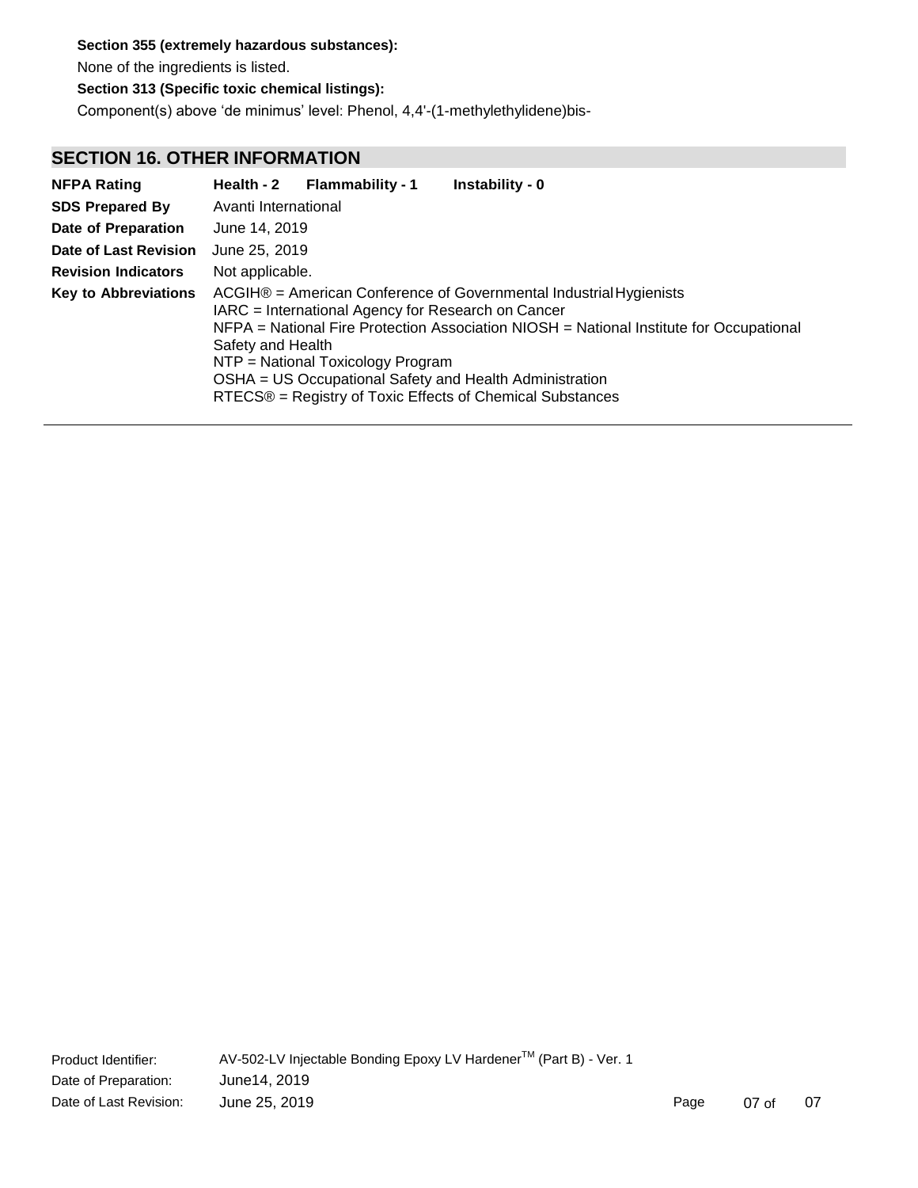**Section 355 (extremely hazardous substances):**

None of the ingredients is listed.

**Section 313 (Specific toxic chemical listings):**

Component(s) above 'de minimus' level: Phenol, 4,4'-(1-methylethylidene)bis-

## SECTION 16. OTHER INFORMATION

| | |
|---|---|
| **NFPA Rating** | **Health - 2 Flammability - 1 Instability - 0** |
| **SDS Prepared By** | Avanti International |
| **Date of Preparation** | June 14, 2019 |
| **Date of Last Revision** | June 25, 2019 |
| **Revision Indicators** | Not applicable. |
| **Key to Abbreviations** | ACGIH® = American Conference of Governmental Industrial Hygienists<br>IARC = International Agency for Research on Cancer<br>NFPA = National Fire Protection Association NIOSH = National Institute for Occupational Safety and Health<br>NTP = National Toxicology Program<br>OSHA = US Occupational Safety and Health Administration<br>RTECS® = Registry of Toxic Effects of Chemical Substances |